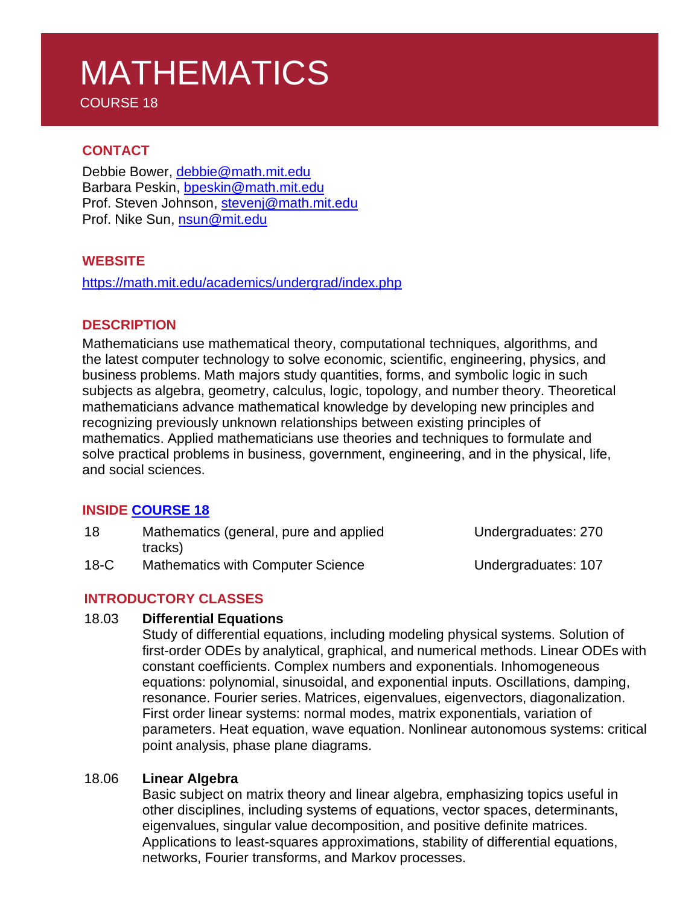# MATHEMATICS

COURSE 18

## CONTACT

Debbie Bower, debbie@math.mit.edu
Barbara Peskin, bpeskin@math.mit.edu
Prof. Steven Johnson, stevenj@math.mit.edu
Prof. Nike Sun, nsun@mit.edu

## WEBSITE

https://math.mit.edu/academics/undergrad/index.php

## DESCRIPTION

Mathematicians use mathematical theory, computational techniques, algorithms, and the latest computer technology to solve economic, scientific, engineering, physics, and business problems. Math majors study quantities, forms, and symbolic logic in such subjects as algebra, geometry, calculus, logic, topology, and number theory. Theoretical mathematicians advance mathematical knowledge by developing new principles and recognizing previously unknown relationships between existing principles of mathematics. Applied mathematicians use theories and techniques to formulate and solve practical problems in business, government, engineering, and in the physical, life, and social sciences.

## INSIDE COURSE 18

| | | |
|---|---|---|
| 18 | Mathematics (general, pure and applied tracks) | Undergraduates: 270 |
| 18-C | Mathematics with Computer Science | Undergraduates: 107 |

## INTRODUCTORY CLASSES

**18.03 Differential Equations**

Study of differential equations, including modeling physical systems. Solution of first-order ODEs by analytical, graphical, and numerical methods. Linear ODEs with constant coefficients. Complex numbers and exponentials. Inhomogeneous equations: polynomial, sinusoidal, and exponential inputs. Oscillations, damping, resonance. Fourier series. Matrices, eigenvalues, eigenvectors, diagonalization. First order linear systems: normal modes, matrix exponentials, variation of parameters. Heat equation, wave equation. Nonlinear autonomous systems: critical point analysis, phase plane diagrams.

**18.06 Linear Algebra**

Basic subject on matrix theory and linear algebra, emphasizing topics useful in other disciplines, including systems of equations, vector spaces, determinants, eigenvalues, singular value decomposition, and positive definite matrices. Applications to least-squares approximations, stability of differential equations, networks, Fourier transforms, and Markov processes.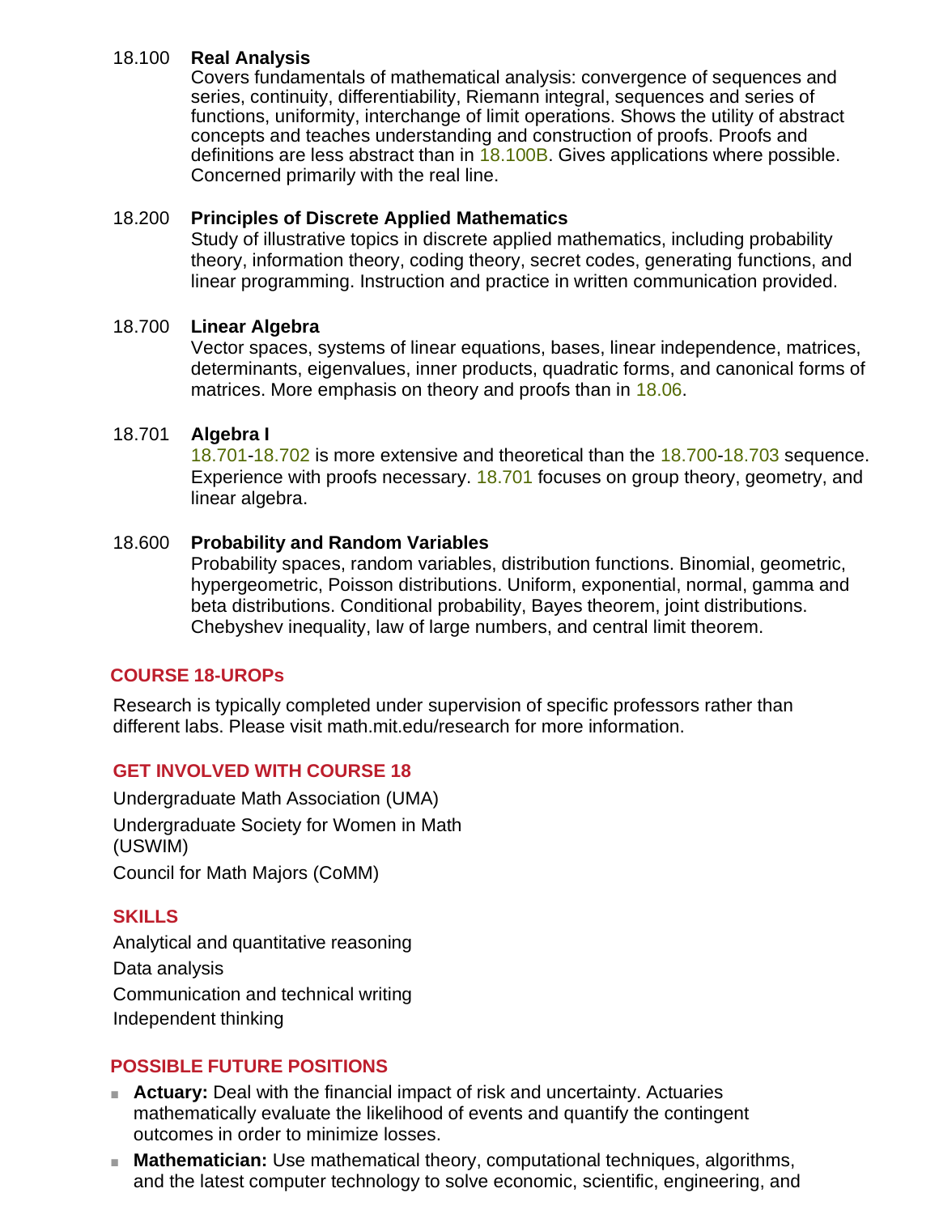**18.100 Real Analysis**

Covers fundamentals of mathematical analysis: convergence of sequences and series, continuity, differentiability, Riemann integral, sequences and series of functions, uniformity, interchange of limit operations. Shows the utility of abstract concepts and teaches understanding and construction of proofs. Proofs and definitions are less abstract than in 18.100B. Gives applications where possible. Concerned primarily with the real line.

**18.200 Principles of Discrete Applied Mathematics**

Study of illustrative topics in discrete applied mathematics, including probability theory, information theory, coding theory, secret codes, generating functions, and linear programming. Instruction and practice in written communication provided.

**18.700 Linear Algebra**

Vector spaces, systems of linear equations, bases, linear independence, matrices, determinants, eigenvalues, inner products, quadratic forms, and canonical forms of matrices. More emphasis on theory and proofs than in 18.06.

**18.701 Algebra I**

18.701-18.702 is more extensive and theoretical than the 18.700-18.703 sequence. Experience with proofs necessary. 18.701 focuses on group theory, geometry, and linear algebra.

**18.600 Probability and Random Variables**

Probability spaces, random variables, distribution functions. Binomial, geometric, hypergeometric, Poisson distributions. Uniform, exponential, normal, gamma and beta distributions. Conditional probability, Bayes theorem, joint distributions. Chebyshev inequality, law of large numbers, and central limit theorem.

## COURSE 18-UROPs

Research is typically completed under supervision of specific professors rather than different labs. Please visit math.mit.edu/research for more information.

## GET INVOLVED WITH COURSE 18

Undergraduate Math Association (UMA)

Undergraduate Society for Women in Math (USWIM)

Council for Math Majors (CoMM)

## SKILLS

Analytical and quantitative reasoning

Data analysis

Communication and technical writing

Independent thinking

## POSSIBLE FUTURE POSITIONS

- **Actuary:** Deal with the financial impact of risk and uncertainty. Actuaries mathematically evaluate the likelihood of events and quantify the contingent outcomes in order to minimize losses.
- **Mathematician:** Use mathematical theory, computational techniques, algorithms, and the latest computer technology to solve economic, scientific, engineering, and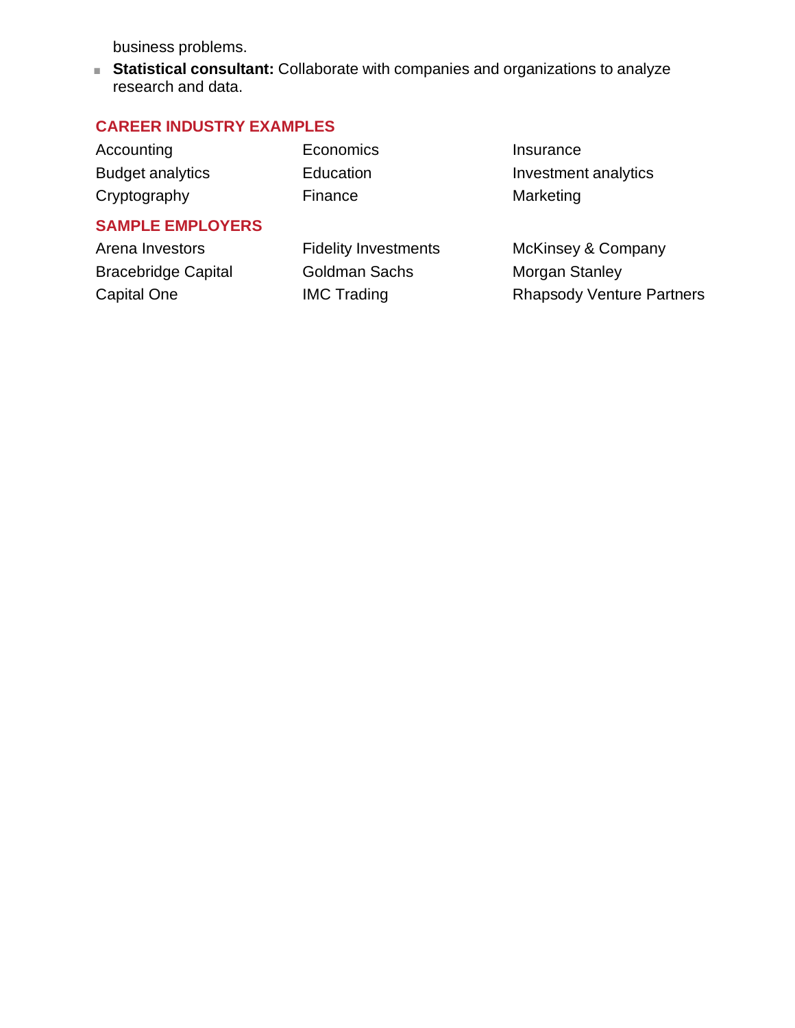business problems.

- **Statistical consultant:** Collaborate with companies and organizations to analyze research and data.

## CAREER INDUSTRY EXAMPLES

| | | |
|---|---|---|
| Accounting | Economics | Insurance |
| Budget analytics | Education | Investment analytics |
| Cryptography | Finance | Marketing |

## SAMPLE EMPLOYERS

| | | |
|---|---|---|
| Arena Investors | Fidelity Investments | McKinsey & Company |
| Bracebridge Capital | Goldman Sachs | Morgan Stanley |
| Capital One | IMC Trading | Rhapsody Venture Partners |